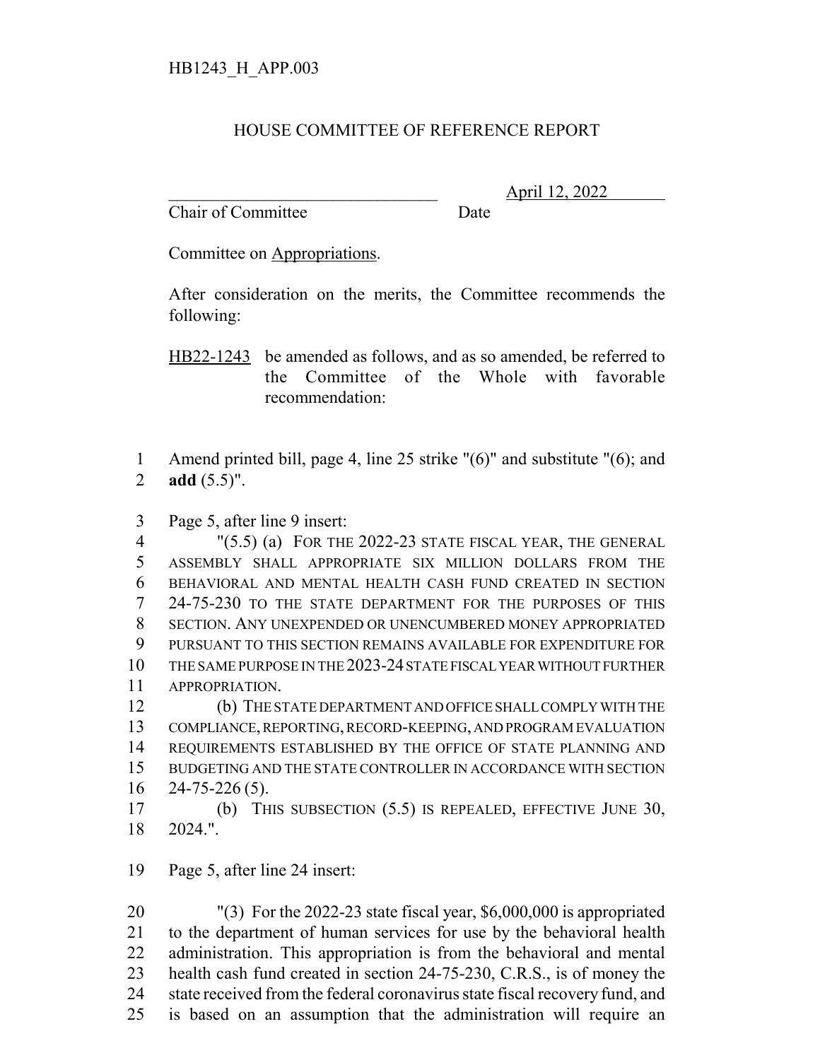HB1243_H_APP.003

# HOUSE COMMITTEE OF REFERENCE REPORT

________________________________ April 12, 2022

Chair of Committee Date

Committee on Appropriations.

After consideration on the merits, the Committee recommends the following:

HB22-1243 be amended as follows, and as so amended, be referred to the Committee of the Whole with favorable recommendation:

1 Amend printed bill, page 4, line 25 strike "(6)" and substitute "(6); and
2 **add** (5.5)".

3 Page 5, after line 9 insert:

4 "(5.5) (a) FOR THE 2022-23 STATE FISCAL YEAR, THE GENERAL
5 ASSEMBLY SHALL APPROPRIATE SIX MILLION DOLLARS FROM THE
6 BEHAVIORAL AND MENTAL HEALTH CASH FUND CREATED IN SECTION
7 24-75-230 TO THE STATE DEPARTMENT FOR THE PURPOSES OF THIS
8 SECTION. ANY UNEXPENDED OR UNENCUMBERED MONEY APPROPRIATED
9 PURSUANT TO THIS SECTION REMAINS AVAILABLE FOR EXPENDITURE FOR
10 THE SAME PURPOSE IN THE 2023-24 STATE FISCAL YEAR WITHOUT FURTHER
11 APPROPRIATION.

12 (b) THE STATE DEPARTMENT AND OFFICE SHALL COMPLY WITH THE
13 COMPLIANCE, REPORTING, RECORD-KEEPING, AND PROGRAM EVALUATION
14 REQUIREMENTS ESTABLISHED BY THE OFFICE OF STATE PLANNING AND
15 BUDGETING AND THE STATE CONTROLLER IN ACCORDANCE WITH SECTION
16 24-75-226 (5).

17 (b) THIS SUBSECTION (5.5) IS REPEALED, EFFECTIVE JUNE 30,
18 2024.".

19 Page 5, after line 24 insert:

20 "(3) For the 2022-23 state fiscal year, $6,000,000 is appropriated
21 to the department of human services for use by the behavioral health
22 administration. This appropriation is from the behavioral and mental
23 health cash fund created in section 24-75-230, C.R.S., is of money the
24 state received from the federal coronavirus state fiscal recovery fund, and
25 is based on an assumption that the administration will require an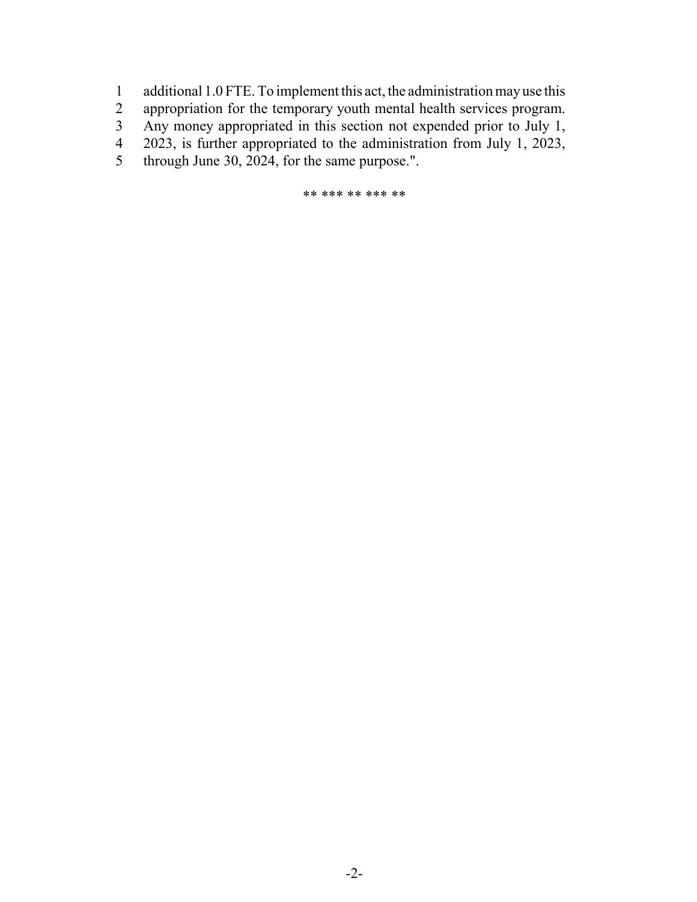additional 1.0 FTE. To implement this act, the administration may use this appropriation for the temporary youth mental health services program. Any money appropriated in this section not expended prior to July 1, 2023, is further appropriated to the administration from July 1, 2023, through June 30, 2024, for the same purpose.".

** *** ** *** **